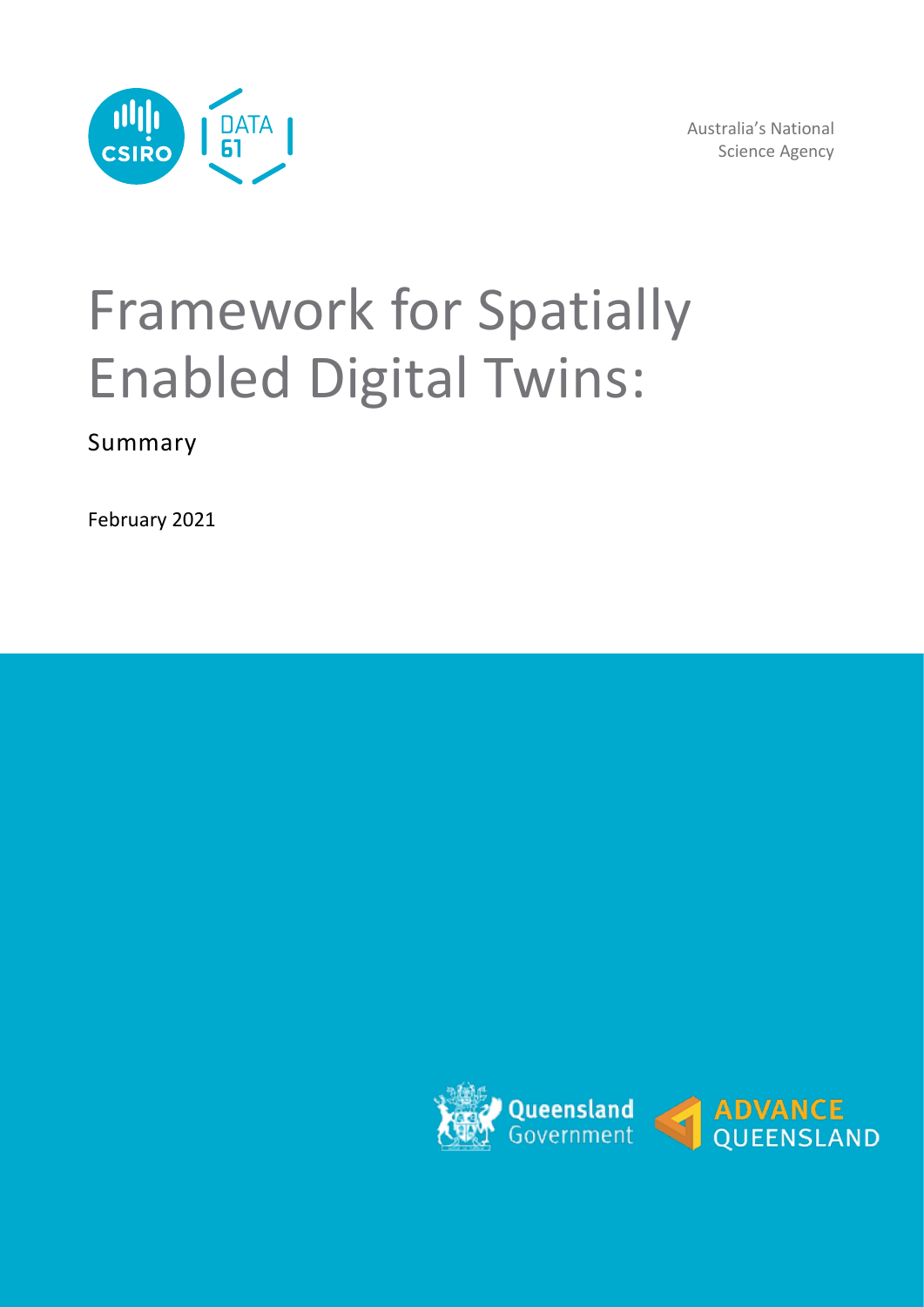Australia's National Science Agency

# Framework for Spatially Enabled Digital Twins:

Summary

February 2021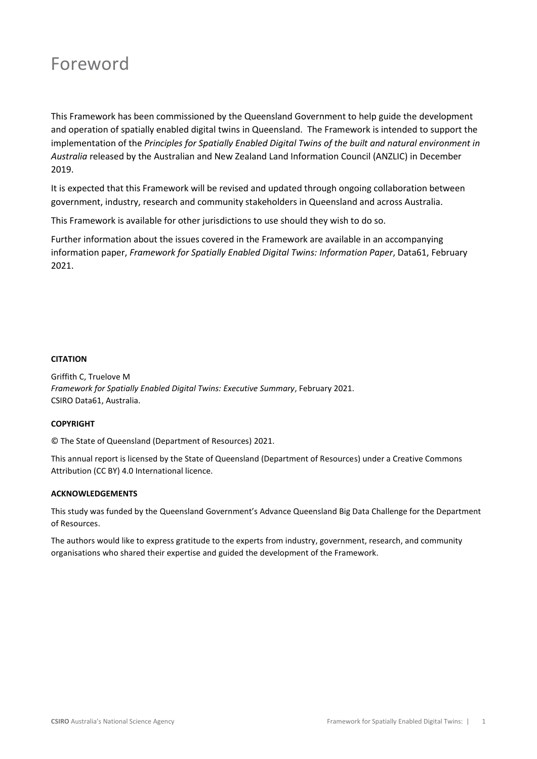# Foreword

This Framework has been commissioned by the Queensland Government to help guide the development and operation of spatially enabled digital twins in Queensland. The Framework is intended to support the implementation of the *Principles for Spatially Enabled Digital Twins of the built and natural environment in Australia* released by the Australian and New Zealand Land Information Council (ANZLIC) in December 2019.

It is expected that this Framework will be revised and updated through ongoing collaboration between government, industry, research and community stakeholders in Queensland and across Australia.

This Framework is available for other jurisdictions to use should they wish to do so.

Further information about the issues covered in the Framework are available in an accompanying information paper, *Framework for Spatially Enabled Digital Twins: Information Paper*, Data61, February 2021.

**CITATION**

Griffith C, Truelove M
*Framework for Spatially Enabled Digital Twins: Executive Summary*, February 2021.
CSIRO Data61, Australia.

**COPYRIGHT**

© The State of Queensland (Department of Resources) 2021.

This annual report is licensed by the State of Queensland (Department of Resources) under a Creative Commons Attribution (CC BY) 4.0 International licence.

**ACKNOWLEDGEMENTS**

This study was funded by the Queensland Government's Advance Queensland Big Data Challenge for the Department of Resources.

The authors would like to express gratitude to the experts from industry, government, research, and community organisations who shared their expertise and guided the development of the Framework.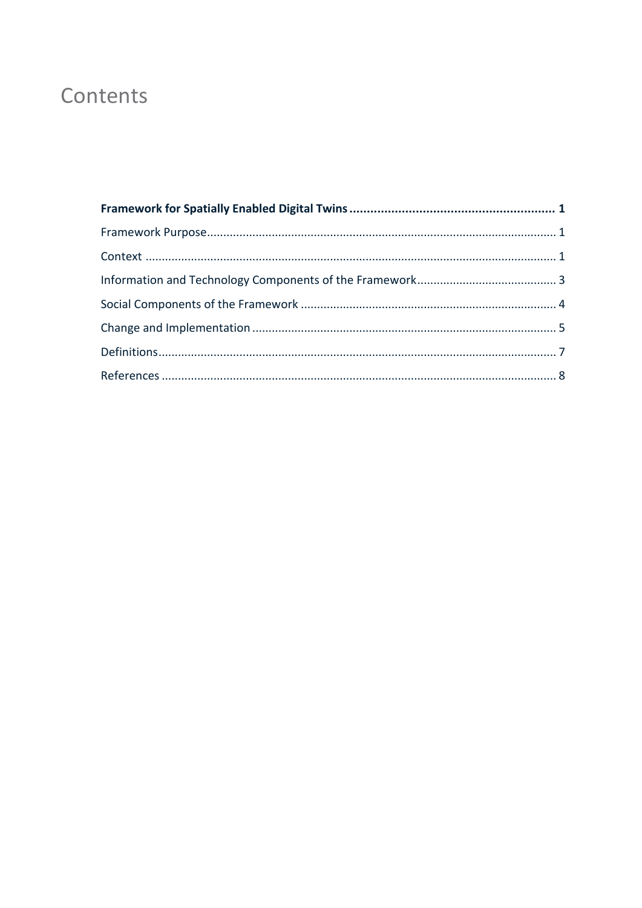# Contents

**Framework for Spatially Enabled Digital Twins ............................................................ 1**

Framework Purpose ............................................................................................................ 1

Context ................................................................................................................................ 1

Information and Technology Components of the Framework ........................................... 3

Social Components of the Framework ............................................................................... 4

Change and Implementation .............................................................................................. 5

Definitions ........................................................................................................................... 7

References .......................................................................................................................... 8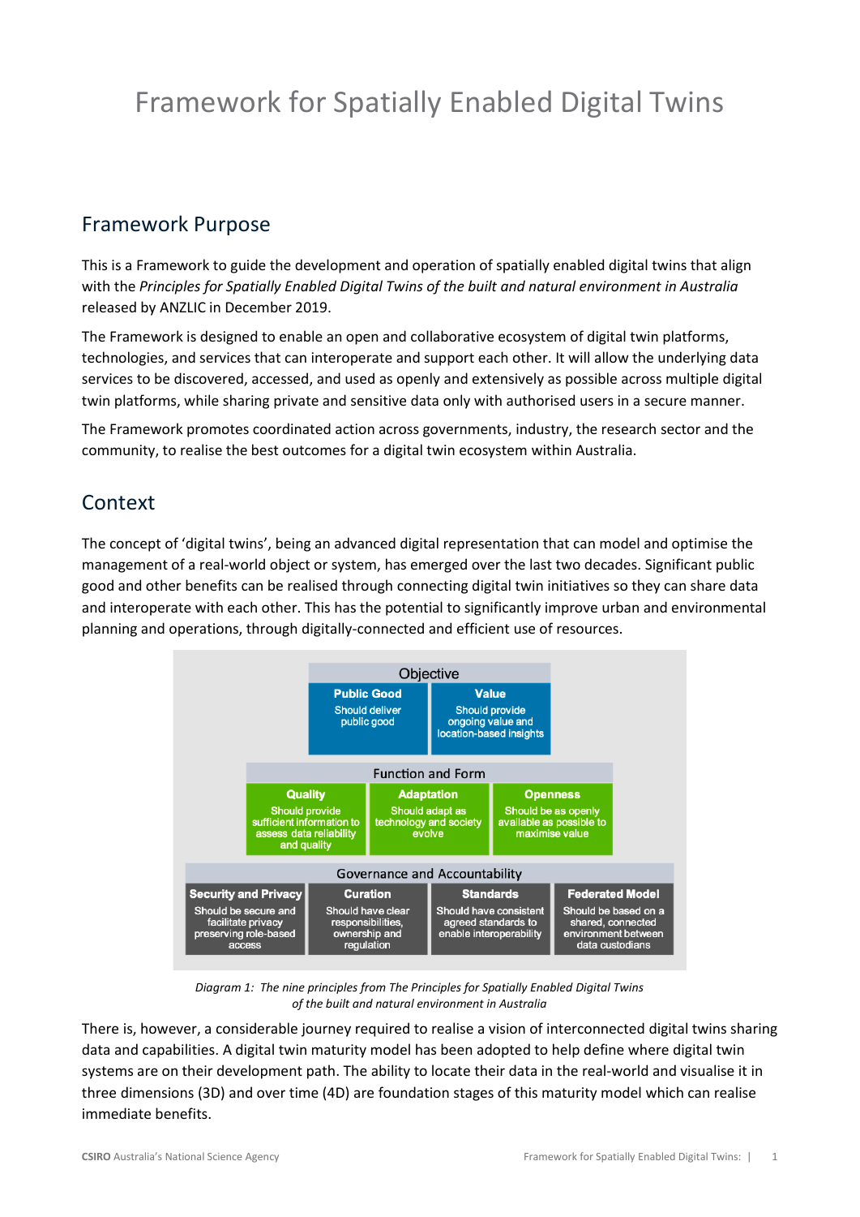# Framework for Spatially Enabled Digital Twins

## Framework Purpose

This is a Framework to guide the development and operation of spatially enabled digital twins that align with the *Principles for Spatially Enabled Digital Twins of the built and natural environment in Australia* released by ANZLIC in December 2019.

The Framework is designed to enable an open and collaborative ecosystem of digital twin platforms, technologies, and services that can interoperate and support each other. It will allow the underlying data services to be discovered, accessed, and used as openly and extensively as possible across multiple digital twin platforms, while sharing private and sensitive data only with authorised users in a secure manner.

The Framework promotes coordinated action across governments, industry, the research sector and the community, to realise the best outcomes for a digital twin ecosystem within Australia.

## Context

The concept of 'digital twins', being an advanced digital representation that can model and optimise the management of a real-world object or system, has emerged over the last two decades. Significant public good and other benefits can be realised through connecting digital twin initiatives so they can share data and interoperate with each other. This has the potential to significantly improve urban and environmental planning and operations, through digitally-connected and efficient use of resources.

**Objective**

| **Public Good** | **Value** |
|---|---|
| Should deliver public good | Should provide ongoing value and location-based insights |

**Function and Form**

| **Quality** | **Adaptation** | **Openness** |
|---|---|---|
| Should provide sufficient information to assess data reliability and quality | Should adapt as technology and society evolve | Should be as openly available as possible to maximise value |

**Governance and Accountability**

| **Security and Privacy** | **Curation** | **Standards** | **Federated Model** |
|---|---|---|---|
| Should be secure and facilitate privacy preserving role-based access | Should have clear responsibilities, ownership and regulation | Should have consistent agreed standards to enable interoperability | Should be based on a shared, connected environment between data custodians |

*Diagram 1: The nine principles from The Principles for Spatially Enabled Digital Twins of the built and natural environment in Australia*

There is, however, a considerable journey required to realise a vision of interconnected digital twins sharing data and capabilities. A digital twin maturity model has been adopted to help define where digital twin systems are on their development path. The ability to locate their data in the real-world and visualise it in three dimensions (3D) and over time (4D) are foundation stages of this maturity model which can realise immediate benefits.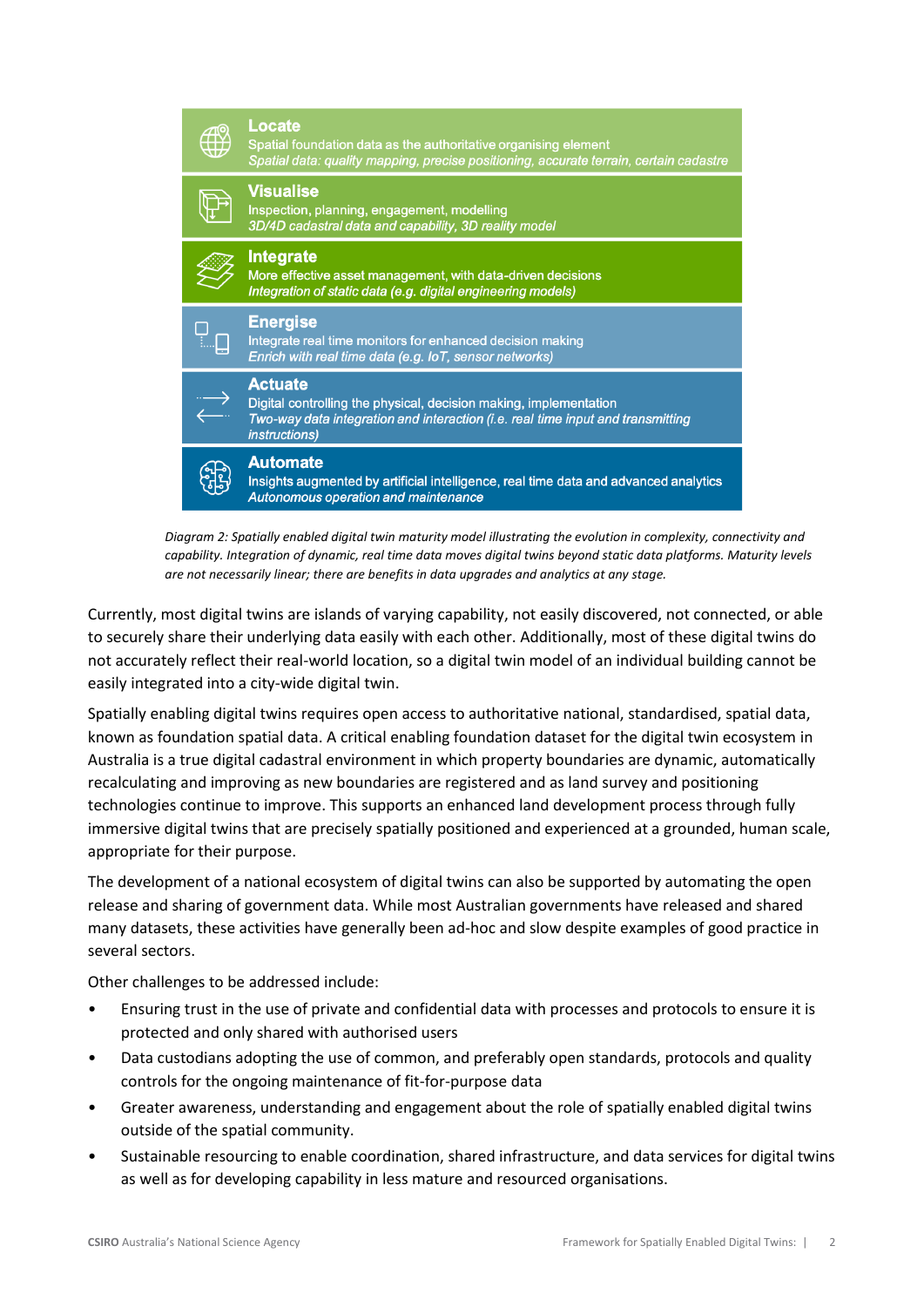**Locate**
Spatial foundation data as the authoritative organising element
*Spatial data: quality mapping, precise positioning, accurate terrain, certain cadastre*

**Visualise**
Inspection, planning, engagement, modelling
*3D/4D cadastral data and capability, 3D reality model*

**Integrate**
More effective asset management, with data-driven decisions
*Integration of static data (e.g. digital engineering models)*

**Energise**
Integrate real time monitors for enhanced decision making
*Enrich with real time data (e.g. IoT, sensor networks)*

**Actuate**
Digital controlling the physical, decision making, implementation
*Two-way data integration and interaction (i.e. real time input and transmitting instructions)*

**Automate**
Insights augmented by artificial intelligence, real time data and advanced analytics
*Autonomous operation and maintenance*

*Diagram 2: Spatially enabled digital twin maturity model illustrating the evolution in complexity, connectivity and capability. Integration of dynamic, real time data moves digital twins beyond static data platforms. Maturity levels are not necessarily linear; there are benefits in data upgrades and analytics at any stage.*

Currently, most digital twins are islands of varying capability, not easily discovered, not connected, or able to securely share their underlying data easily with each other. Additionally, most of these digital twins do not accurately reflect their real-world location, so a digital twin model of an individual building cannot be easily integrated into a city-wide digital twin.

Spatially enabling digital twins requires open access to authoritative national, standardised, spatial data, known as foundation spatial data. A critical enabling foundation dataset for the digital twin ecosystem in Australia is a true digital cadastral environment in which property boundaries are dynamic, automatically recalculating and improving as new boundaries are registered and as land survey and positioning technologies continue to improve. This supports an enhanced land development process through fully immersive digital twins that are precisely spatially positioned and experienced at a grounded, human scale, appropriate for their purpose.

The development of a national ecosystem of digital twins can also be supported by automating the open release and sharing of government data. While most Australian governments have released and shared many datasets, these activities have generally been ad-hoc and slow despite examples of good practice in several sectors.

Other challenges to be addressed include:

- Ensuring trust in the use of private and confidential data with processes and protocols to ensure it is protected and only shared with authorised users
- Data custodians adopting the use of common, and preferably open standards, protocols and quality controls for the ongoing maintenance of fit-for-purpose data
- Greater awareness, understanding and engagement about the role of spatially enabled digital twins outside of the spatial community.
- Sustainable resourcing to enable coordination, shared infrastructure, and data services for digital twins as well as for developing capability in less mature and resourced organisations.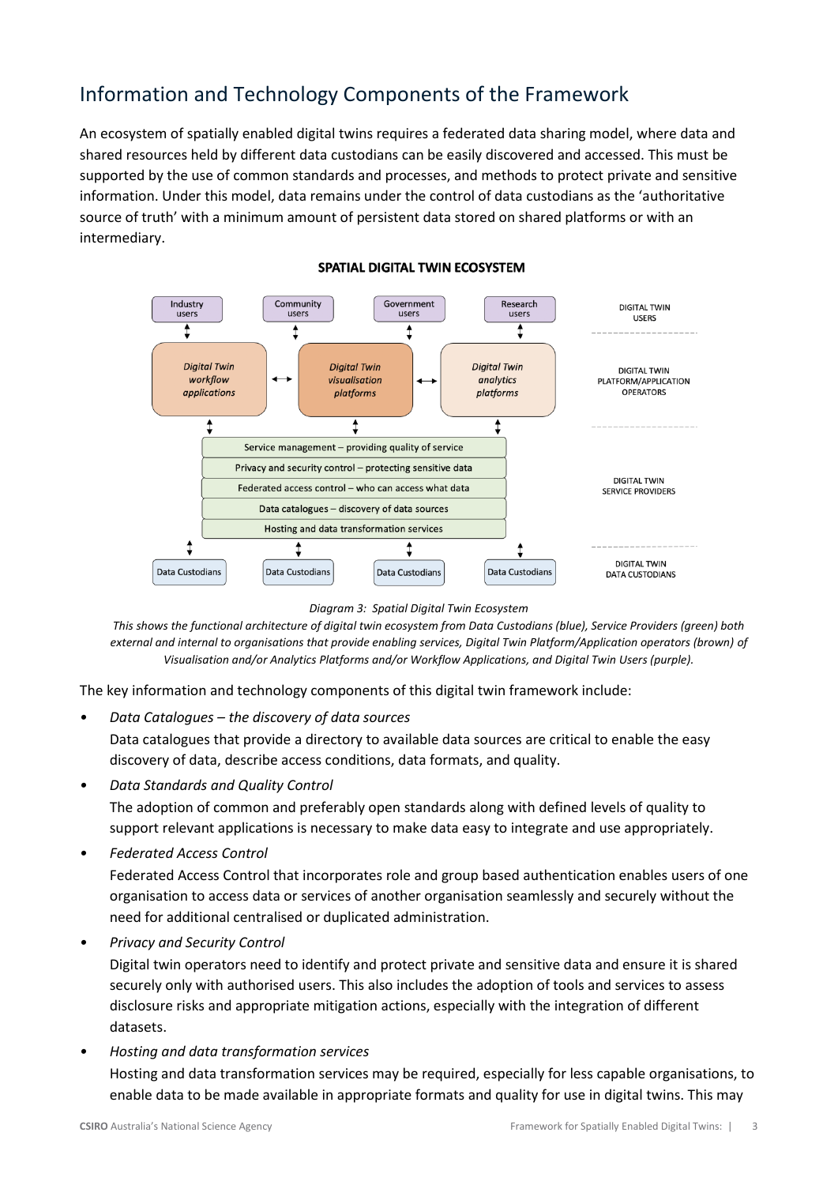## Information and Technology Components of the Framework

An ecosystem of spatially enabled digital twins requires a federated data sharing model, where data and shared resources held by different data custodians can be easily discovered and accessed. This must be supported by the use of common standards and processes, and methods to protect private and sensitive information. Under this model, data remains under the control of data custodians as the 'authoritative source of truth' with a minimum amount of persistent data stored on shared platforms or with an intermediary.

**SPATIAL DIGITAL TWIN ECOSYSTEM**

| Layer | Components |
| --- | --- |
| DIGITAL TWIN USERS | Industry users; Community users; Government users; Research users |
| DIGITAL TWIN PLATFORM/APPLICATION OPERATORS | *Digital Twin workflow applications* ↔ *Digital Twin visualisation platforms* ↔ *Digital Twin analytics platforms* |
| DIGITAL TWIN SERVICE PROVIDERS | Service management – providing quality of service; Privacy and security control – protecting sensitive data; Federated access control – who can access what data; Data catalogues – discovery of data sources; Hosting and data transformation services |
| DIGITAL TWIN DATA CUSTODIANS | Data Custodians; Data Custodians; Data Custodians; Data Custodians |

*Diagram 3: Spatial Digital Twin Ecosystem*

*This shows the functional architecture of digital twin ecosystem from Data Custodians (blue), Service Providers (green) both external and internal to organisations that provide enabling services, Digital Twin Platform/Application operators (brown) of Visualisation and/or Analytics Platforms and/or Workflow Applications, and Digital Twin Users (purple).*

The key information and technology components of this digital twin framework include:

- *Data Catalogues – the discovery of data sources*
  Data catalogues that provide a directory to available data sources are critical to enable the easy discovery of data, describe access conditions, data formats, and quality.
- *Data Standards and Quality Control*
  The adoption of common and preferably open standards along with defined levels of quality to support relevant applications is necessary to make data easy to integrate and use appropriately.
- *Federated Access Control*
  Federated Access Control that incorporates role and group based authentication enables users of one organisation to access data or services of another organisation seamlessly and securely without the need for additional centralised or duplicated administration.
- *Privacy and Security Control*
  Digital twin operators need to identify and protect private and sensitive data and ensure it is shared securely only with authorised users. This also includes the adoption of tools and services to assess disclosure risks and appropriate mitigation actions, especially with the integration of different datasets.
- *Hosting and data transformation services*
  Hosting and data transformation services may be required, especially for less capable organisations, to enable data to be made available in appropriate formats and quality for use in digital twins. This may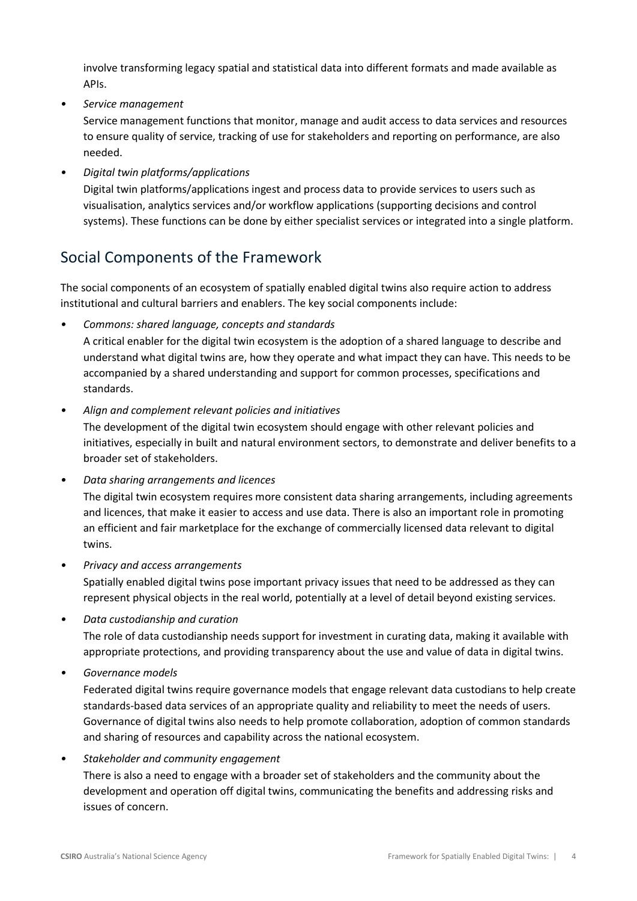involve transforming legacy spatial and statistical data into different formats and made available as APIs.

- *Service management*

  Service management functions that monitor, manage and audit access to data services and resources to ensure quality of service, tracking of use for stakeholders and reporting on performance, are also needed.

- *Digital twin platforms/applications*

  Digital twin platforms/applications ingest and process data to provide services to users such as visualisation, analytics services and/or workflow applications (supporting decisions and control systems). These functions can be done by either specialist services or integrated into a single platform.

## Social Components of the Framework

The social components of an ecosystem of spatially enabled digital twins also require action to address institutional and cultural barriers and enablers. The key social components include:

- *Commons: shared language, concepts and standards*

  A critical enabler for the digital twin ecosystem is the adoption of a shared language to describe and understand what digital twins are, how they operate and what impact they can have. This needs to be accompanied by a shared understanding and support for common processes, specifications and standards.

- *Align and complement relevant policies and initiatives*

  The development of the digital twin ecosystem should engage with other relevant policies and initiatives, especially in built and natural environment sectors, to demonstrate and deliver benefits to a broader set of stakeholders.

- *Data sharing arrangements and licences*

  The digital twin ecosystem requires more consistent data sharing arrangements, including agreements and licences, that make it easier to access and use data. There is also an important role in promoting an efficient and fair marketplace for the exchange of commercially licensed data relevant to digital twins.

- *Privacy and access arrangements*

  Spatially enabled digital twins pose important privacy issues that need to be addressed as they can represent physical objects in the real world, potentially at a level of detail beyond existing services.

- *Data custodianship and curation*

  The role of data custodianship needs support for investment in curating data, making it available with appropriate protections, and providing transparency about the use and value of data in digital twins.

- *Governance models*

  Federated digital twins require governance models that engage relevant data custodians to help create standards-based data services of an appropriate quality and reliability to meet the needs of users. Governance of digital twins also needs to help promote collaboration, adoption of common standards and sharing of resources and capability across the national ecosystem.

- *Stakeholder and community engagement*

  There is also a need to engage with a broader set of stakeholders and the community about the development and operation off digital twins, communicating the benefits and addressing risks and issues of concern.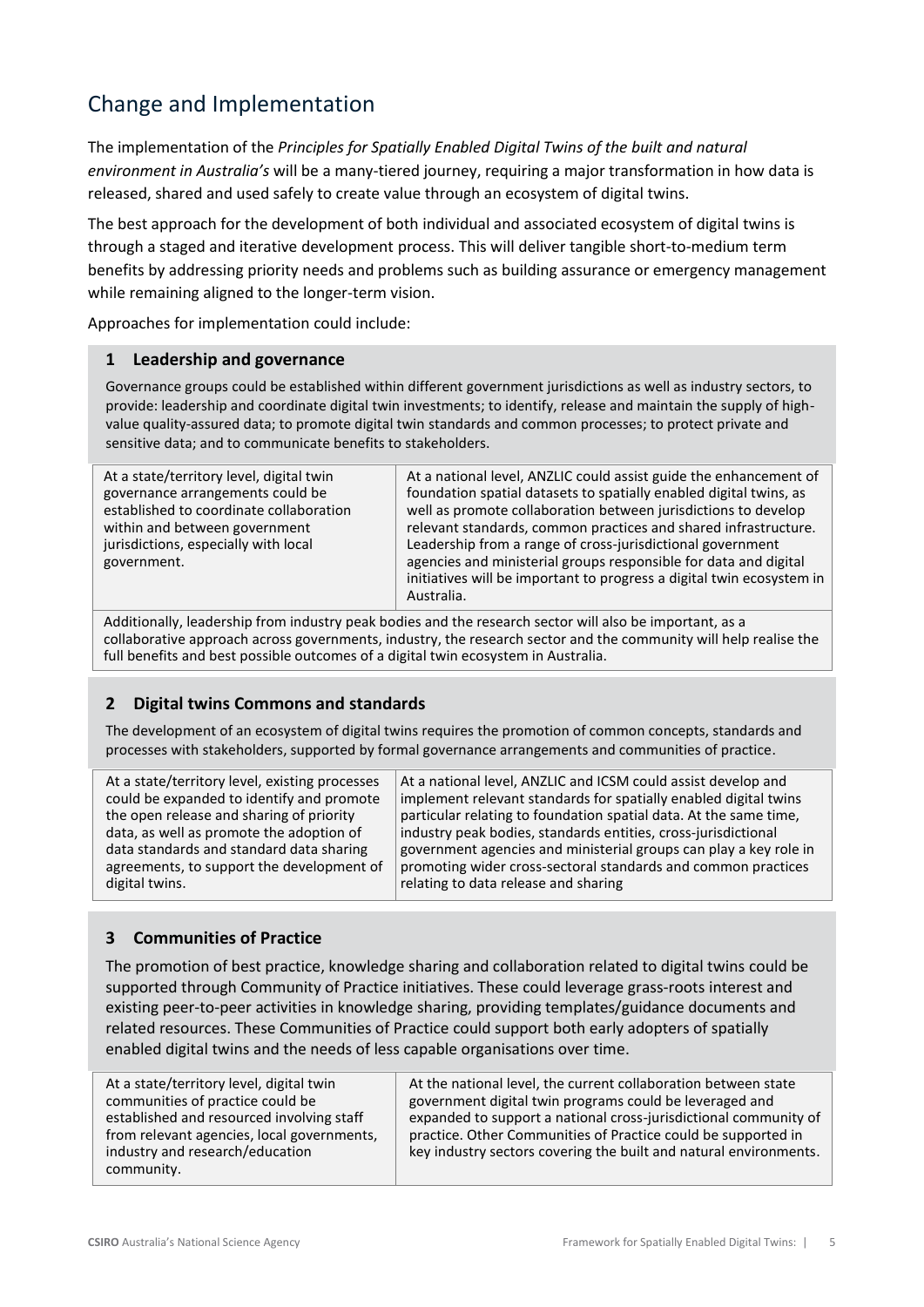## Change and Implementation

The implementation of the *Principles for Spatially Enabled Digital Twins of the built and natural environment in Australia's* will be a many-tiered journey, requiring a major transformation in how data is released, shared and used safely to create value through an ecosystem of digital twins.

The best approach for the development of both individual and associated ecosystem of digital twins is through a staged and iterative development process. This will deliver tangible short-to-medium term benefits by addressing priority needs and problems such as building assurance or emergency management while remaining aligned to the longer-term vision.

Approaches for implementation could include:

### 1 Leadership and governance

Governance groups could be established within different government jurisdictions as well as industry sectors, to provide: leadership and coordinate digital twin investments; to identify, release and maintain the supply of high-value quality-assured data; to promote digital twin standards and common processes; to protect private and sensitive data; and to communicate benefits to stakeholders.

| | |
|---|---|
| At a state/territory level, digital twin governance arrangements could be established to coordinate collaboration within and between government jurisdictions, especially with local government. | At a national level, ANZLIC could assist guide the enhancement of foundation spatial datasets to spatially enabled digital twins, as well as promote collaboration between jurisdictions to develop relevant standards, common practices and shared infrastructure. Leadership from a range of cross-jurisdictional government agencies and ministerial groups responsible for data and digital initiatives will be important to progress a digital twin ecosystem in Australia. |

Additionally, leadership from industry peak bodies and the research sector will also be important, as a collaborative approach across governments, industry, the research sector and the community will help realise the full benefits and best possible outcomes of a digital twin ecosystem in Australia.

### 2 Digital twins Commons and standards

The development of an ecosystem of digital twins requires the promotion of common concepts, standards and processes with stakeholders, supported by formal governance arrangements and communities of practice.

| | |
|---|---|
| At a state/territory level, existing processes could be expanded to identify and promote the open release and sharing of priority data, as well as promote the adoption of data standards and standard data sharing agreements, to support the development of digital twins. | At a national level, ANZLIC and ICSM could assist develop and implement relevant standards for spatially enabled digital twins particular relating to foundation spatial data. At the same time, industry peak bodies, standards entities, cross-jurisdictional government agencies and ministerial groups can play a key role in promoting wider cross-sectoral standards and common practices relating to data release and sharing |

### 3 Communities of Practice

The promotion of best practice, knowledge sharing and collaboration related to digital twins could be supported through Community of Practice initiatives. These could leverage grass-roots interest and existing peer-to-peer activities in knowledge sharing, providing templates/guidance documents and related resources. These Communities of Practice could support both early adopters of spatially enabled digital twins and the needs of less capable organisations over time.

| | |
|---|---|
| At a state/territory level, digital twin communities of practice could be established and resourced involving staff from relevant agencies, local governments, industry and research/education community. | At the national level, the current collaboration between state government digital twin programs could be leveraged and expanded to support a national cross-jurisdictional community of practice. Other Communities of Practice could be supported in key industry sectors covering the built and natural environments. |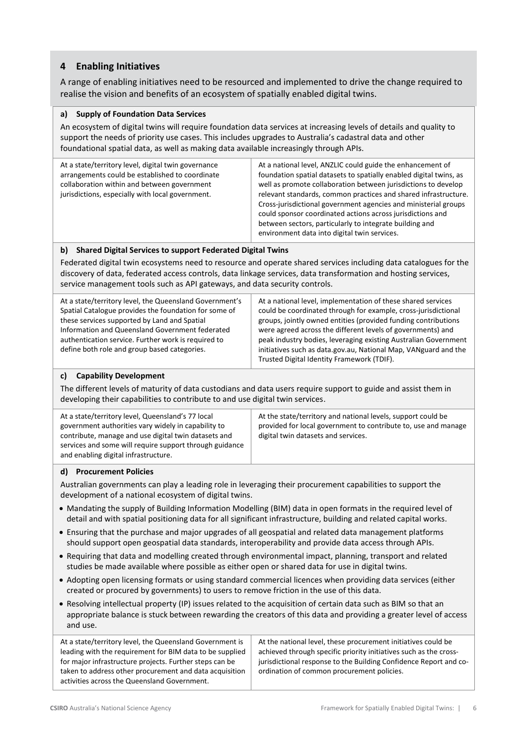## 4 Enabling Initiatives

A range of enabling initiatives need to be resourced and implemented to drive the change required to realise the vision and benefits of an ecosystem of spatially enabled digital twins.

### a) Supply of Foundation Data Services

An ecosystem of digital twins will require foundation data services at increasing levels of details and quality to support the needs of priority use cases. This includes upgrades to Australia's cadastral data and other foundational spatial data, as well as making data available increasingly through APIs.

| | |
|---|---|
| At a state/territory level, digital twin governance arrangements could be established to coordinate collaboration within and between government jurisdictions, especially with local government. | At a national level, ANZLIC could guide the enhancement of foundation spatial datasets to spatially enabled digital twins, as well as promote collaboration between jurisdictions to develop relevant standards, common practices and shared infrastructure. Cross-jurisdictional government agencies and ministerial groups could sponsor coordinated actions across jurisdictions and between sectors, particularly to integrate building and environment data into digital twin services. |

### b) Shared Digital Services to support Federated Digital Twins

Federated digital twin ecosystems need to resource and operate shared services including data catalogues for the discovery of data, federated access controls, data linkage services, data transformation and hosting services, service management tools such as API gateways, and data security controls.

| | |
|---|---|
| At a state/territory level, the Queensland Government's Spatial Catalogue provides the foundation for some of these services supported by Land and Spatial Information and Queensland Government federated authentication service. Further work is required to define both role and group based categories. | At a national level, implementation of these shared services could be coordinated through for example, cross-jurisdictional groups, jointly owned entities (provided funding contributions were agreed across the different levels of governments) and peak industry bodies, leveraging existing Australian Government initiatives such as data.gov.au, National Map, VANguard and the Trusted Digital Identity Framework (TDIF). |

### c) Capability Development

The different levels of maturity of data custodians and data users require support to guide and assist them in developing their capabilities to contribute to and use digital twin services.

| | |
|---|---|
| At a state/territory level, Queensland's 77 local government authorities vary widely in capability to contribute, manage and use digital twin datasets and services and some will require support through guidance and enabling digital infrastructure. | At the state/territory and national levels, support could be provided for local government to contribute to, use and manage digital twin datasets and services. |

### d) Procurement Policies

Australian governments can play a leading role in leveraging their procurement capabilities to support the development of a national ecosystem of digital twins.

- Mandating the supply of Building Information Modelling (BIM) data in open formats in the required level of detail and with spatial positioning data for all significant infrastructure, building and related capital works.
- Ensuring that the purchase and major upgrades of all geospatial and related data management platforms should support open geospatial data standards, interoperability and provide data access through APIs.
- Requiring that data and modelling created through environmental impact, planning, transport and related studies be made available where possible as either open or shared data for use in digital twins.
- Adopting open licensing formats or using standard commercial licences when providing data services (either created or procured by governments) to users to remove friction in the use of this data.
- Resolving intellectual property (IP) issues related to the acquisition of certain data such as BIM so that an appropriate balance is stuck between rewarding the creators of this data and providing a greater level of access and use.

| | |
|---|---|
| At a state/territory level, the Queensland Government is leading with the requirement for BIM data to be supplied for major infrastructure projects. Further steps can be taken to address other procurement and data acquisition activities across the Queensland Government. | At the national level, these procurement initiatives could be achieved through specific priority initiatives such as the cross-jurisdictional response to the Building Confidence Report and co-ordination of common procurement policies. |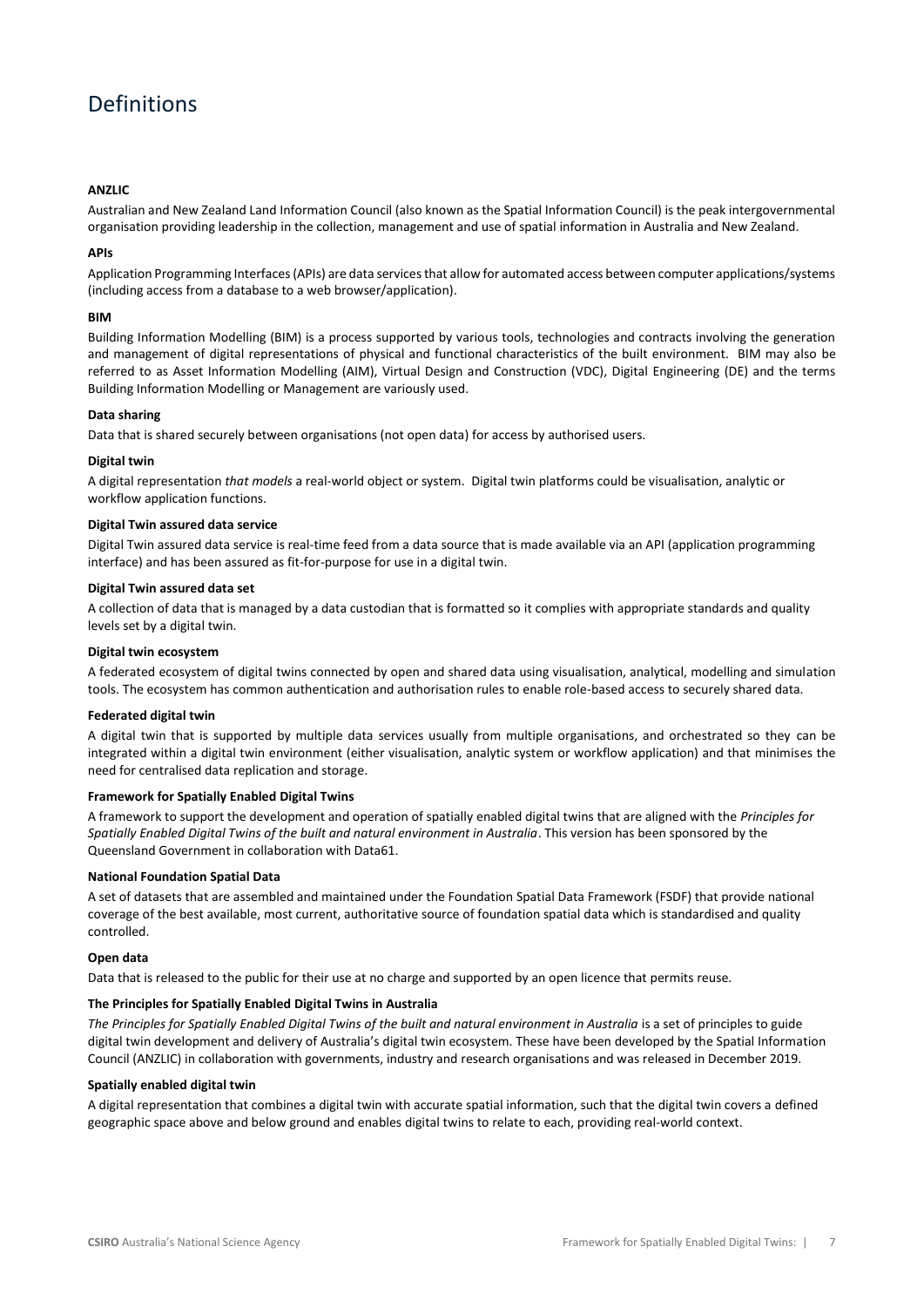# Definitions

**ANZLIC**

Australian and New Zealand Land Information Council (also known as the Spatial Information Council) is the peak intergovernmental organisation providing leadership in the collection, management and use of spatial information in Australia and New Zealand.

**APIs**

Application Programming Interfaces (APIs) are data services that allow for automated access between computer applications/systems (including access from a database to a web browser/application).

**BIM**

Building Information Modelling (BIM) is a process supported by various tools, technologies and contracts involving the generation and management of digital representations of physical and functional characteristics of the built environment. BIM may also be referred to as Asset Information Modelling (AIM), Virtual Design and Construction (VDC), Digital Engineering (DE) and the terms Building Information Modelling or Management are variously used.

**Data sharing**

Data that is shared securely between organisations (not open data) for access by authorised users.

**Digital twin**

A digital representation *that models* a real-world object or system. Digital twin platforms could be visualisation, analytic or workflow application functions.

**Digital Twin assured data service**

Digital Twin assured data service is real-time feed from a data source that is made available via an API (application programming interface) and has been assured as fit-for-purpose for use in a digital twin.

**Digital Twin assured data set**

A collection of data that is managed by a data custodian that is formatted so it complies with appropriate standards and quality levels set by a digital twin.

**Digital twin ecosystem**

A federated ecosystem of digital twins connected by open and shared data using visualisation, analytical, modelling and simulation tools. The ecosystem has common authentication and authorisation rules to enable role-based access to securely shared data.

**Federated digital twin**

A digital twin that is supported by multiple data services usually from multiple organisations, and orchestrated so they can be integrated within a digital twin environment (either visualisation, analytic system or workflow application) and that minimises the need for centralised data replication and storage.

**Framework for Spatially Enabled Digital Twins**

A framework to support the development and operation of spatially enabled digital twins that are aligned with the *Principles for Spatially Enabled Digital Twins of the built and natural environment in Australia*. This version has been sponsored by the Queensland Government in collaboration with Data61.

**National Foundation Spatial Data**

A set of datasets that are assembled and maintained under the Foundation Spatial Data Framework (FSDF) that provide national coverage of the best available, most current, authoritative source of foundation spatial data which is standardised and quality controlled.

**Open data**

Data that is released to the public for their use at no charge and supported by an open licence that permits reuse.

**The Principles for Spatially Enabled Digital Twins in Australia**

*The Principles for Spatially Enabled Digital Twins of the built and natural environment in Australia* is a set of principles to guide digital twin development and delivery of Australia's digital twin ecosystem. These have been developed by the Spatial Information Council (ANZLIC) in collaboration with governments, industry and research organisations and was released in December 2019.

**Spatially enabled digital twin**

A digital representation that combines a digital twin with accurate spatial information, such that the digital twin covers a defined geographic space above and below ground and enables digital twins to relate to each, providing real-world context.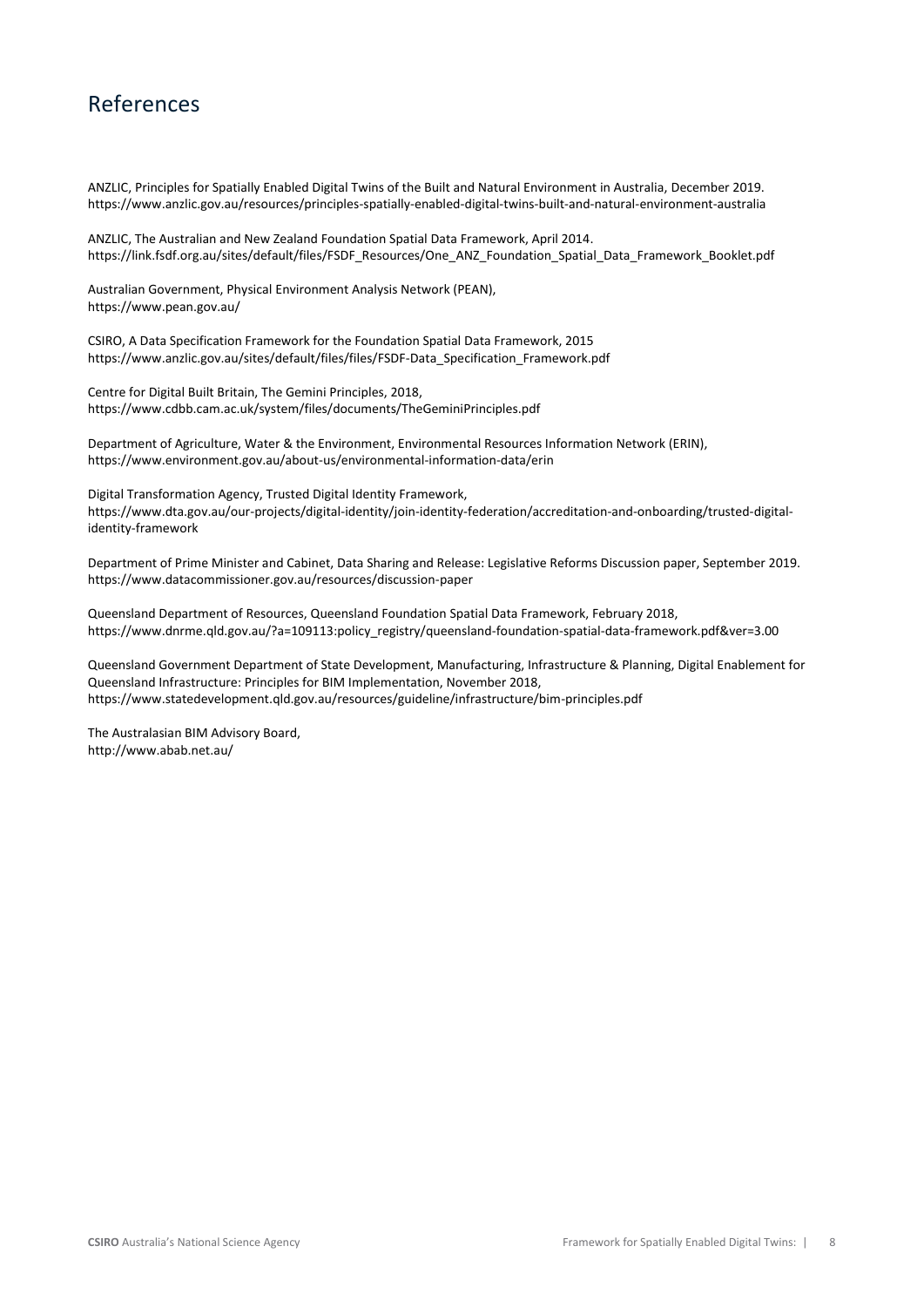# References

ANZLIC, Principles for Spatially Enabled Digital Twins of the Built and Natural Environment in Australia, December 2019.
https://www.anzlic.gov.au/resources/principles-spatially-enabled-digital-twins-built-and-natural-environment-australia

ANZLIC, The Australian and New Zealand Foundation Spatial Data Framework, April 2014.
https://link.fsdf.org.au/sites/default/files/FSDF_Resources/One_ANZ_Foundation_Spatial_Data_Framework_Booklet.pdf

Australian Government, Physical Environment Analysis Network (PEAN),
https://www.pean.gov.au/

CSIRO, A Data Specification Framework for the Foundation Spatial Data Framework, 2015
https://www.anzlic.gov.au/sites/default/files/files/FSDF-Data_Specification_Framework.pdf

Centre for Digital Built Britain, The Gemini Principles, 2018,
https://www.cdbb.cam.ac.uk/system/files/documents/TheGeminiPrinciples.pdf

Department of Agriculture, Water & the Environment, Environmental Resources Information Network (ERIN),
https://www.environment.gov.au/about-us/environmental-information-data/erin

Digital Transformation Agency, Trusted Digital Identity Framework,
https://www.dta.gov.au/our-projects/digital-identity/join-identity-federation/accreditation-and-onboarding/trusted-digital-identity-framework

Department of Prime Minister and Cabinet, Data Sharing and Release: Legislative Reforms Discussion paper, September 2019.
https://www.datacommissioner.gov.au/resources/discussion-paper

Queensland Department of Resources, Queensland Foundation Spatial Data Framework, February 2018,
https://www.dnrme.qld.gov.au/?a=109113:policy_registry/queensland-foundation-spatial-data-framework.pdf&ver=3.00

Queensland Government Department of State Development, Manufacturing, Infrastructure & Planning, Digital Enablement for Queensland Infrastructure: Principles for BIM Implementation, November 2018,
https://www.statedevelopment.qld.gov.au/resources/guideline/infrastructure/bim-principles.pdf

The Australasian BIM Advisory Board,
http://www.abab.net.au/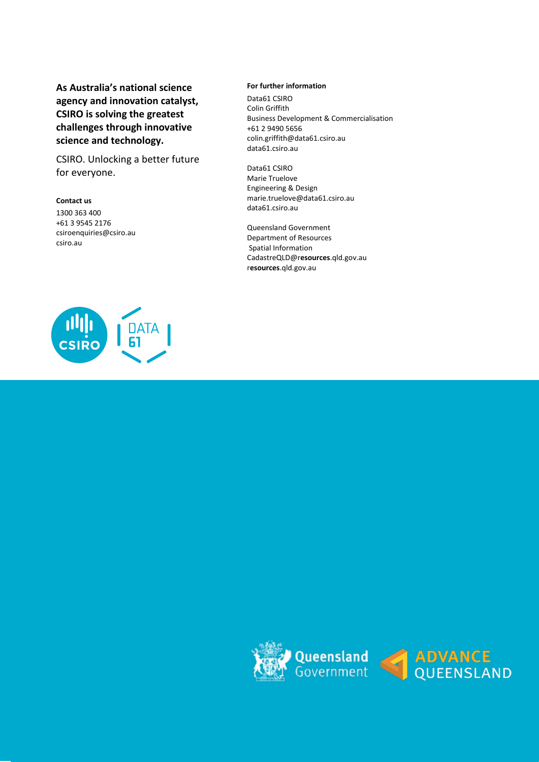**As Australia's national science agency and innovation catalyst, CSIRO is solving the greatest challenges through innovative science and technology.**

CSIRO. Unlocking a better future for everyone.

**Contact us**

1300 363 400
+61 3 9545 2176
csiroenquiries@csiro.au
csiro.au

**For further information**

Data61 CSIRO
Colin Griffith
Business Development & Commercialisation
+61 2 9490 5656
colin.griffith@data61.csiro.au
data61.csiro.au

Data61 CSIRO
Marie Truelove
Engineering & Design
marie.truelove@data61.csiro.au
data61.csiro.au

Queensland Government
Department of Resources
Spatial Information
CadastreQLD@**resources**.qld.gov.au
r**esources**.qld.gov.au